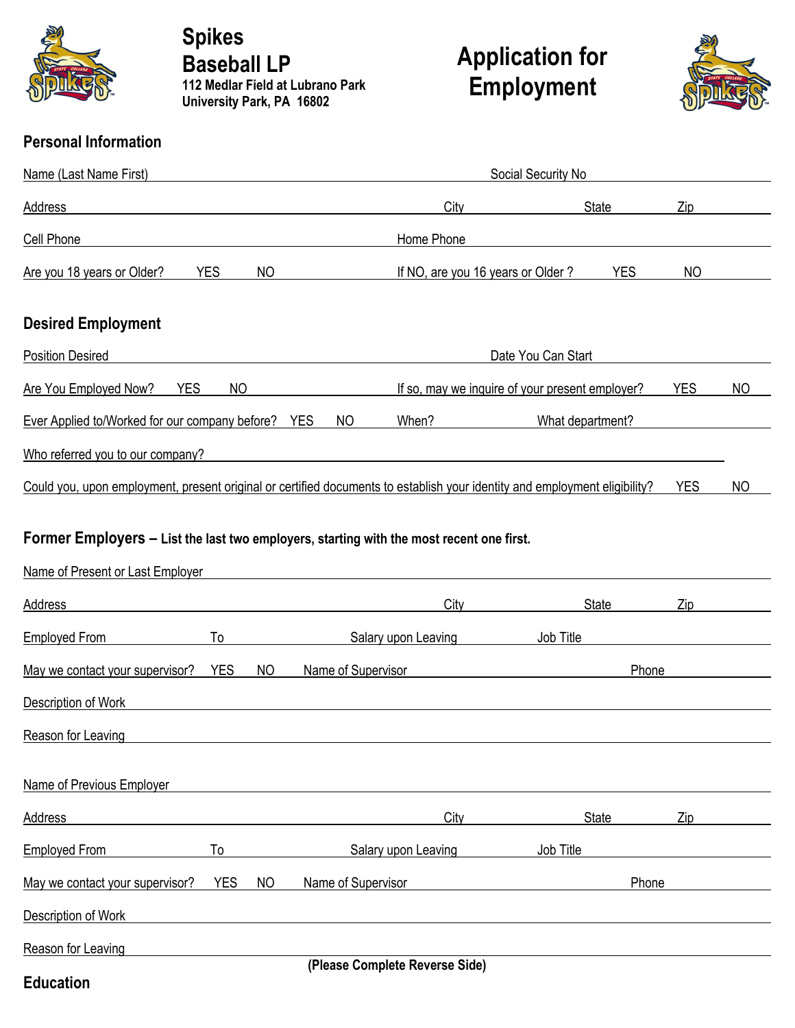# Spikes Baseball LP

112 Medlar Field at Lubrano Park
University Park, PA 16802

# Application for Employment

## Personal Information

Name (Last Name First) ______________________ Social Security No ______________________

Address ______________________ City ____________ State ____________ Zip ____________

Cell Phone ______________________ Home Phone ______________________

Are you 18 years or Older? YES NO If NO, are you 16 years or Older ? YES NO

## Desired Employment

Position Desired ______________________ Date You Can Start ______________________

Are You Employed Now? YES NO If so, may we inquire of your present employer? YES NO

Ever Applied to/Worked for our company before? YES NO When? ____________ What department? ____________

Who referred you to our company? ______________________

Could you, upon employment, present original or certified documents to establish your identity and employment eligibility? YES NO

## Former Employers – List the last two employers, starting with the most recent one first.

Name of Present or Last Employer ______________________

Address ______________________ City ____________ State ____________ Zip ____________

Employed From ____________ To ____________ Salary upon Leaving ____________ Job Title ____________

May we contact your supervisor? YES NO Name of Supervisor ______________________ Phone ____________

Description of Work ______________________

Reason for Leaving ______________________

Name of Previous Employer ______________________

Address ______________________ City ____________ State ____________ Zip ____________

Employed From ____________ To ____________ Salary upon Leaving ____________ Job Title ____________

May we contact your supervisor? YES NO Name of Supervisor ______________________ Phone ____________

Description of Work ______________________

Reason for Leaving ______________________

**(Please Complete Reverse Side)**

## Education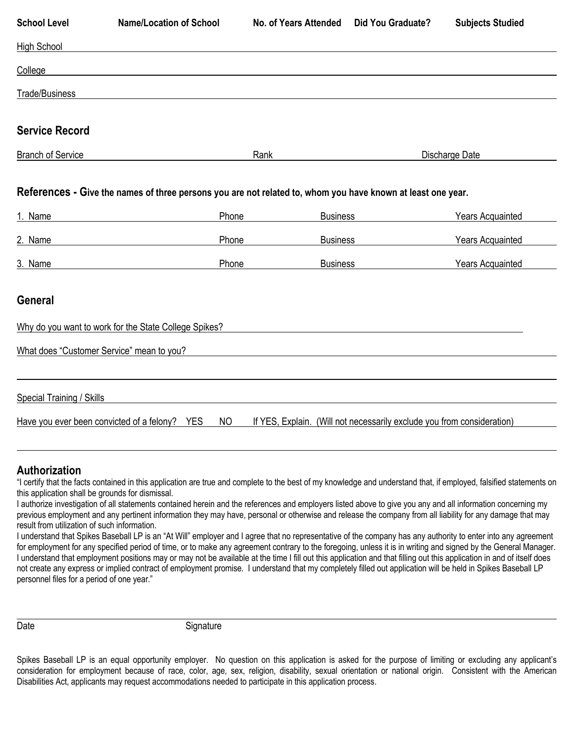| School Level | Name/Location of School | No. of Years Attended | Did You Graduate? | Subjects Studied |
|---|---|---|---|---|
| High School | | | | |
| College | | | | |
| Trade/Business | | | | |

## Service Record

Branch of Service ______________________ Rank ______________________ Discharge Date ______________________

## References - Give the names of three persons you are not related to, whom you have known at least one year.

| | Phone | Business | Years Acquainted |
|---|---|---|---|
| 1. Name | | | |
| 2. Name | | | |
| 3. Name | | | |

## General

Why do you want to work for the State College Spikes? ______________________

What does "Customer Service" mean to you? ______________________

______________________

Special Training / Skills ______________________

Have you ever been convicted of a felony? YES NO If YES, Explain. (Will not necessarily exclude you from consideration)

______________________

## Authorization

"I certify that the facts contained in this application are true and complete to the best of my knowledge and understand that, if employed, falsified statements on this application shall be grounds for dismissal.

I authorize investigation of all statements contained herein and the references and employers listed above to give you any and all information concerning my previous employment and any pertinent information they may have, personal or otherwise and release the company from all liability for any damage that may result from utilization of such information.

I understand that Spikes Baseball LP is an "At Will" employer and I agree that no representative of the company has any authority to enter into any agreement for employment for any specified period of time, or to make any agreement contrary to the foregoing, unless it is in writing and signed by the General Manager. I understand that employment positions may or may not be available at the time I fill out this application and that filling out this application in and of itself does not create any express or implied contract of employment promise. I understand that my completely filled out application will be held in Spikes Baseball LP personnel files for a period of one year."

______________________

Date Signature

Spikes Baseball LP is an equal opportunity employer. No question on this application is asked for the purpose of limiting or excluding any applicant's consideration for employment because of race, color, age, sex, religion, disability, sexual orientation or national origin. Consistent with the American Disabilities Act, applicants may request accommodations needed to participate in this application process.